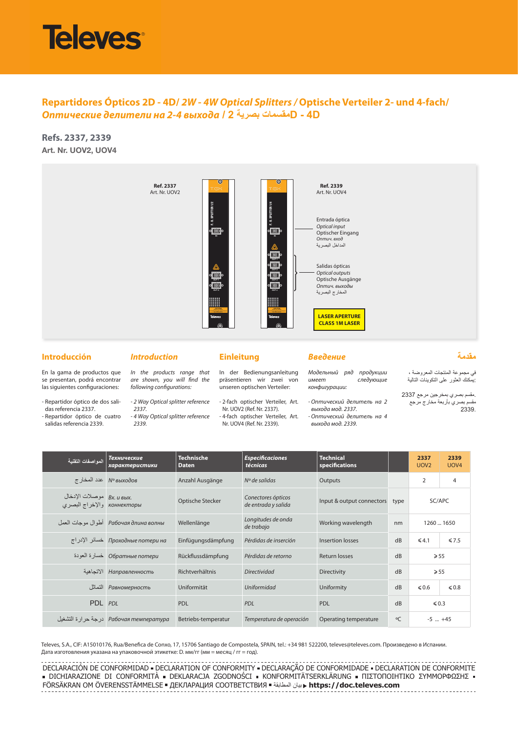# Televes

## Repartidores Ópticos 2D - 4D/ *2W - 4W Optical Splitters* / Optische Verteiler 2- und 4-fach/ *Оптические делители на 2-4 выхода* / مقسمات بصرية 2D - 4D

**Refs. 2337, 2339**

**Art. Nr. UOV2, UOV4**

**Ref. 2337**
Art. Nr. UOV2

**Ref. 2339**
Art. Nr. UOV4

Entrada óptica
*Optical input*
Optischer Eingang
*Оптич. вход*
المداخل البصرية

Salidas ópticas
*Optical outputs*
Optische Ausgänge
*Оптич. выходы*
المخارج البصرية

**LASER APERTURE CLASS 1M LASER**

### Introducción

En la gama de productos que se presentan, podrá encontrar las siguientes configuraciones:

- Repartidor óptico de dos salidas referencia 2337.
- Repartidor óptico de cuatro salidas referencia 2339.

### *Introduction*

*In the products range that are shown, you will find the following configurations:*

- *2 Way Optical splitter reference 2337.*
- *4 Way Optical splitter reference 2339.*

### Einleitung

In der Bedienungsanleitung präsentieren wir zwei von unseren optischen Verteiler:

- 2-fach optischer Verteiler, Art. Nr. UOV2 (Ref. Nr. 2337).
- 4-fach optischer Verteiler, Art. Nr. UOV4 (Ref. Nr. 2339).

### *Введение*

*Модельный ряд продукции имеет следующие конфигурации:*

- *Оптический делитель на 2 выхода мод. 2337.*
- *Оптический делитель на 4 выхода мод. 2339.*

### مقدمة

في مجموعة المنتجات المعروضة ، يمكنك العثور على التكوينات التالية:

مقسم بصري بمخرجين مرجع 2337.
مقسم بصري بأربعة مخارج مرجع 2339.

| المواصفات التقنية | *Технические характеристики* | Technische Daten | *Especificaciones técnicas* | Technical specifications | | 2337 UOV2 | 2339 UOV4 |
|---|---|---|---|---|---|---|---|
| عدد المخارج | *Nº выходов* | Anzahl Ausgänge | *Nº de salidas* | Outputs | | 2 | 4 |
| موصلات الإدخال والإخراج البصري | *Вх. и вых. коннекторы* | Optische Stecker | *Conectores ópticos de entrada y salida* | Input & output connectors | type | SC/APC | |
| أطوال موجات العمل | *Рабочая длина волны* | Wellenlänge | *Longitudes de onda de trabajo* | Working wavelength | nm | 1260 ... 1650 | |
| خسائر الإدراج | *Проходные потери на* | Einfügungsdämpfung | *Pérdidas de inserción* | Insertion losses | dB | ≤4.1 | ≤7.5 |
| خسارة العودة | *Обратные потери* | Rückflussdämpfung | *Pérdidas de retorno* | Return losses | dB | ≥55 | |
| الاتجاهية | *Направленность* | Richtverhältnis | *Directividad* | Directivity | dB | ≥55 | |
| التماثل | *Равномерность* | Uniformität | *Uniformidad* | Uniformity | dB | ≤0.6 | ≤0.8 |
| PDL | *PDL* | PDL | *PDL* | PDL | dB | ≤0.3 | |
| درجة حرارة التشغيل | *Рабочая температура* | Betriebs-temperatur | *Temperatura de operación* | Operating temperature | ºC | -5 ... +45 | |

Televes, S.A., CIF: A15010176, Rua/Benefica de Conxo, 17, 15706 Santiago de Compostela, SPAIN, tel.: +34 981 522200, televes@televes.com. Произведено в Испании.
Дата изготовления указана на упаковочной этикетке: D. мм/гг (мм = месяц / гг = год).

DECLARACIÓN DE CONFORMIDAD ▪ DECLARATION OF CONFORMITY ▪ DECLARAÇÃO DE CONFORMIDADE ▪ DECLARATION DE CONFORMITE ▪ DICHIARAZIONE DI CONFORMITÀ ▪ DEKLARACJA ZGODNOŚCI ▪ KONFORMITÄTSERKLÄRUNG ▪ ΠΙΣΤΟΠΟΙΗΤΙΚΟ ΣΥΜΜΟΡΦΩΣΗΣ ▪ FÖRSÄKRAN OM ÖVERENSSTÄMMELSE ▪ ДЕКЛАРАЦИЯ СООТВЕТСТВИЯ ▪ بيان المطابقة ▸ **https://doc.televes.com**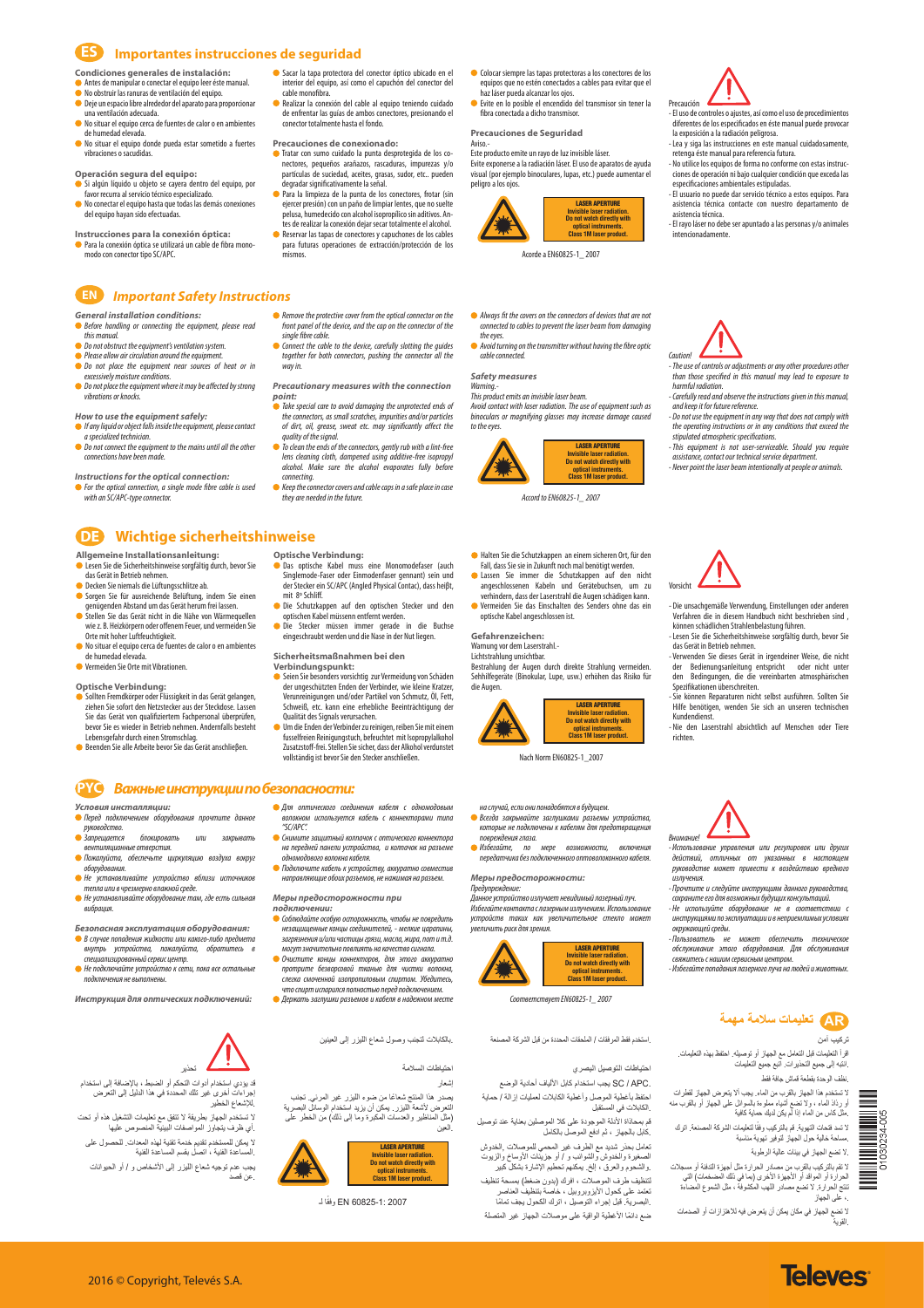# ES Importantes instrucciones de seguridad

**Condiciones generales de instalación:**
- Antes de manipular o conectar el equipo leer éste manual.
- No obstruir las ranuras de ventilación del equipo.
- Deje un espacio libre alrededor del aparato para proporcionar una ventilación adecuada.
- No situar el equipo cerca de fuentes de calor o en ambientes de humedad elevada.
- No situar el equipo donde pueda estar sometido a fuertes vibraciones o sacudidas.

**Operación segura del equipo:**
- Si algún líquido u objeto se cayera dentro del equipo, por favor recurra al servicio técnico especializado.
- No conectar el equipo hasta que todas las demás conexiones del equipo hayan sido efectuadas.

**Instrucciones para la conexión óptica:**
- Para la conexión óptica se utilizará un cable de fibra monomodo con conector tipo SC/APC.
- Sacar la tapa protectora del conector óptico ubicado en el interior del equipo, así como el capuchón del conector del cable monofibra.
- Realizar la conexión del cable al equipo teniendo cuidado de enfrentar las guías de ambos conectores, presionando el conector totalmente hasta el fondo.

**Precauciones de conexionado:**
- Tratar con sumo cuidado la punta desprotegida de los conectores, pequeños arañazos, rascaduras, impurezas y/o partículas de suciedad, aceites, grasas, sudor, etc.. pueden degradar significativamente la señal.
- Para la limpieza de la punta de los conectores, frotar (sin ejercer presión) con un paño de limpiar lentes, que no suelte pelusa, humedecido con alcohol isopropílico sin aditivos. Antes de realizar la conexión dejar secar totalmente el alcohol.
- Reservar las tapas de conectores y capuchones de los cables para futuras operaciones de extracción/protección de los mismos.
- Colocar siempre las tapas protectoras a los conectores de los equipos que no estén conectados a cables para evitar que el haz láser pueda alcanzar los ojos.
- Evite en lo posible el encendido del transmisor sin tener la fibra conectada a dicho transmisor.

**Precauciones de Seguridad**

Aviso.-
Este producto emite un rayo de luz invisible láser.
Evite exponerse a la radiación láser. El uso de aparatos de ayuda visual (por ejemplo binoculares, lupas, etc.) puede aumentar el peligro a los ojos.

LASER APERTURE
Invisible laser radiation.
Do not watch directly with optical instruments.
Class 1M laser product.

Acorde a EN60825-1_ 2007

Precaución
- El uso de controles o ajustes, así como el uso de procedimientos diferentes de los especificados en éste manual puede provocar la exposición a la radiación peligrosa.
- Lea y siga las instrucciones en este manual cuidadosamente, retenga éste manual para referencia futura.
- No utilice los equipos de forma no conforme con estas instrucciones de operación ni bajo cualquier condición que exceda las especificaciones ambientales estipuladas.
- El usuario no puede dar servicio técnico a estos equipos. Para asistencia técnica contacte con nuestro departamento de asistencia técnica.
- El rayo láser no debe ser apuntado a las personas y/o animales intencionadamente.

# EN *Important Safety Instructions*

***General installation conditions:***
- *Before handling or connecting the equipment, please read this manual.*
- *Do not obstruct the equipment's ventilation system.*
- *Please allow air circulation around the equipment.*
- *Do not place the equipment near sources of heat or in excessively moisture conditions.*
- *Do not place the equipment where it may be affected by strong vibrations or knocks.*

***How to use the equipment safely:***
- *If any liquid or object falls inside the equipment, please contact a specialized technician.*
- *Do not connect the equipment to the mains until all the other connections have been made.*

***Instructions for the optical connection:***
- *For the optical connection, a single mode fibre cable is used with an SC/APC-type connector.*
- *Remove the protective cover from the optical connector on the front panel of the device, and the cap on the connector of the single fibre cable.*
- *Connect the cable to the device, carefully slotting the guides together for both connectors, pushing the connector all the way in.*

***Precautionary measures with the connection point:***
- *Take special care to avoid damaging the unprotected ends of the connectors, as small scratches, impurities and/or particles of dirt, oil, grease, sweat etc. may significantly affect the quality of the signal.*
- *To clean the ends of the connectors, gently rub with a lint-free lens cleaning cloth, dampened using additive-free isopropyl alcohol. Make sure the alcohol evaporates fully before connecting.*
- *Keep the connector covers and cable caps in a safe place in case they are needed in the future.*
- *Always fit the covers on the connectors of devices that are not connected to cables to prevent the laser beam from damaging the eyes.*
- *Avoid turning on the transmitter without having the fibre optic cable connected.*

***Safety measures***

*Warning.-*
*This product emits an invisible laser beam.*
*Avoid contact with laser radiation. The use of equipment such as binoculars or magnifying glasses may increase damage caused to the eyes.*

LASER APERTURE
Invisible laser radiation.
Do not watch directly with optical instruments.
Class 1M laser product.

*Accord to EN60825-1_ 2007*

*Caution!*
- *The use of controls or adjustments or any other procedures other than those specified in this manual may lead to exposure to harmful radiation.*
- *Carefully read and observe the instructions given in this manual, and keep it for future reference.*
- *Do not use the equipment in any way that does not comply with the operating instructions or in any conditions that exceed the stipulated atmospheric specifications.*
- *This equipment is not user-serviceable. Should you require assistance, contact our technical service department.*
- *Never point the laser beam intentionally at people or animals.*

# DE Wichtige sicherheitshinweise

**Allgemeine Installationsanleitung:**
- Lesen Sie die Sicherheitshinweise sorgfältig durch, bevor Sie das Gerät in Betrieb nehmen.
- Decken Sie niemals die Lüftungsschlitze ab.
- Sorgen Sie für ausreichende Belüftung, indem Sie einen genügenden Abstand um das Gerät herum frei lassen.
- Stellen Sie das Gerät nicht in die Nähe von Wärmequellen wie z. B. Heizkörpern oder offenem Feuer, und vermeiden Sie Orte mit hoher Luftfeuchtigkeit.
- No situar el equipo cerca de fuentes de calor o en ambientes de humedad elevada.
- Vermeiden Sie Orte mit Vibrationen.

**Optische Verbindung:**
- Sollten Fremdkörper oder Flüssigkeit in das Gerät gelangen, ziehen Sie sofort den Netzstecker aus der Steckdose. Lassen Sie das Gerät von qualifiziertem Fachpersonal überprüfen, bevor Sie es wieder in Betrieb nehmen. Andernfalls besteht Lebensgefahr durch einen Stromschlag.
- Beenden Sie alle Arbeite bevor Sie das Gerät anschließen.

**Optische Verbindung:**
- Das optische Kabel muss eine Monomodefaser (auch Singlemode-Faser oder Einmodenfaser gennant) sein und der Stecker ein SC/APC (Angled Physical Contact), das heißt, mit 8º Schliff.
- Die Schutzkappen auf den optischen Stecker und den optischen Kabel müssen entfernt werden.
- Die Stecker müssen immer gerade in die Buchse eingeschraubt werden und die Nase in der Nut liegen.

**Sicherheitsmaßnahmen bei den Verbindungspunkt:**
- Seien Sie besonders vorsichtig zur Vermeidung von Schäden der ungeschützten Enden der Verbinder, wie kleine Kratzer, Verunreinigungen und/oder Partikel von Schmutz, Öl, Fett, Schweiß, etc. kann eine erhebliche Beeinträchtigung der Qualität des Signals verursachen.
- Um die Enden der Verbinder zu reinigen, reiben Sie mit einem fusselfreien Reinigungstuch, befeuchtet mit Isopropylalkohol Zusatzstoff-frei. Stellen Sie sicher, dass der Alkohol verdunstet vollständig ist bevor Sie den Stecker anschließen.
- Halten Sie die Schutzkappen an einem sicheren Ort, für den Fall, dass Sie sie in Zukunft noch mal benötigt werden.
- Lassen Sie immer die Schutzkappen auf den nicht angeschlossenen Kabeln und Gerätebuchsen, um zu verhindern, dass der Laserstrahl die Augen schädigen kann.
- Vermeiden Sie das Einschalten des Senders ohne das ein optische Kabel angeschlossen ist.

**Gefahrenzeichen:**

Warnung vor dem Laserstrahl.-
Lichtstrahlung unsichtbar.
Bestrahlung der Augen durch direkte Strahlung vermeiden. Sehhilfegeräte (Binokular, Lupe, usw.) erhöhen das Risiko für die Augen.

LASER APERTURE
Invisible laser radiation.
Do not watch directly with optical instruments.
Class 1M laser product.

Nach Norm EN60825-1_ 2007

Vorsicht
- Die unsachgemäße Verwendung, Einstellungen oder anderen Verfahren die in diesem Handbuch nicht beschrieben sind , können schädlichen Strahlenbelastung führen.
- Lesen Sie die Sicherheitshinweise sorgfältig durch, bevor Sie das Gerät in Betrieb nehmen.
- Verwenden Sie dieses Gerät in irgendeiner Weise, die nicht der Bedienungsanleitung entspricht oder nicht unter den Bedingungen, die die vereinbarten atmosphärischen Spezifikationen überschreiten.
- Sie können Reparaturen nicht selbst ausführen. Sollten Sie Hilfe benötigen, wenden Sie sich an unseren technischen Kundendienst.
- Nie den Laserstrahl absichtlich auf Menschen oder Tiere richten.

# PYC *Важные инструкции по безопасности:*

***Условия инсталляции:***
- *Перед подключением оборудования прочтите данное руководство.*
- *Запрещается блокировать или закрывать вентиляционные отверстия.*
- *Пожалуйста, обеспечьте циркуляцию воздуха вокруг оборудования.*
- *Не устанавливайте устройство вблизи источников тепла или в чрезмерно влажной среде.*
- *Не устанавливайте оборудование там, где есть сильная вибрация.*

***Безопасная эксплуатация оборудования:***
- *В случае попадания жидкости или какого-либо предмета внутрь устройства, пожалуйста, обратитесь в специализированный сервис центр.*
- *Не подключайте устройство к сети, пока все остальные подключения не выполнены.*

***Инструкция для оптических подключений:***
- *Для оптического соединения кабеля с одномодовым волокном используется кабель с коннекторами типа "SC/APC".*
- *Снимите защитный колпачок с оптического коннектора на передней панели устройства, и колпачок на разъеме одномодового волокна кабеля.*
- *Подключите кабель к устройству, аккуратно совместив направляющие обоих разъемов, не нажимая на разъем.*

***Меры предосторожности при подключении:***
- *Соблюдайте особую осторожность, чтобы не повредить незащищенные концы соединителей, - мелкие царапины, загрязнения и/или частицы грязи, масла, жира, пот и т.д. могут значительно повлиять на качество сигнала.*
- *Очистите концы коннекторов, для этого аккуратно протрите безворсовой тканью для чистки волокна, слегка смоченной изопропиловым спиртом. Убедитесь, что спирт испарился полностью перед подключением.*
- *Держать заглушки разъемов и кабеля в надежном месте на случай, если они понадобятся в будущем.*
- *Всегда закрывайте заглушками разъемы устройства, которые не подключены к кабелям для предотвращения повреждения глаза.*
- *Избегайте, по мере возможности, включения передатчика без подключенного оптоволоконного кабеля.*

***Меры предосторожности:***

*Предупреждение:*
*Данное устройство излучает невидимый лазерный луч.*
*Избегайте контакта с лазерным излучением. Использование устройств таких как увеличительное стекло может увеличить риск для зрения.*

LASER APERTURE
Invisible laser radiation.
Do not watch directly with optical instruments.
Class 1M laser product.

*Соответствуем EN60825-1_ 2007*

*Внимание!*
- *Использование управления или регулировок или других действий, отличных от указанных в настоящем руководстве может привести к воздействию вредного излучения.*
- *Прочтите и следуйте инструкциям данного руководства, сохраните его для возможных будущих консультаций.*
- *Не используйте оборудование не в соответствии с инструкциями по эксплуатации или в неприемлимых условиях окружающей среды.*
- *Пользователь не может обеспечить техническое обслуживание этого оборудования. Для обслуживания свяжитесь с нашим сервисным центром.*
- *Избегайте попадания лазерного луча на людей и животных.*

# AR تعليمات سلامة مهمة

تركيب آمن

اقرأ التعليمات قبل التعامل مع الجهاز أو توصيله. احتفظ بهذه التعليمات.
انتبه إلى جميع التحذيرات. اتبع جميع التعليمات.

نظف الوحدة بقطعة قماش جافة فقط.

لا تستخدم هذا الجهاز بالقرب من الماء. يجب ألا يتعرض الجهاز لقطرات أو رذاذ الماء ، ولا تضع أشياء مملوءة بالسوائل على الجهاز أو بالقرب منه مثل كأس من الماء إذا لم يكن لديك حماية كافية.

لا تسد فتحات التهوية. قم بالتركيب وفقًا لتعليمات الشركة المصنعة. اترك مساحة خالية حول الجهاز لتوفير تهوية مناسبة.

لا تضع الجهاز في بيئات عالية الرطوبة.

لا تقم بالتركيب بالقرب من مصادر الحرارة مثل أجهزة التدفئة أو مسجلات الحرارة أو المواقد أو الأجهزة الأخرى (بما في ذلك المضخمات) التي تنتج الحرارة. لا تضع مصادر اللهب المكشوفة ، مثل الشموع المضاءة ، على الجهاز.

لا تضع الجهاز في مكان يمكن أن يتعرض فيه للاهتزازات أو الصدمات القوية.

استخدم فقط المرفقات / الملحقات المحددة من قبل الشركة المصنعة.

احتياطات التوصيل البصري

يجب استخدام كابل الألياف أحادية الوضع SC / APC.

احتفظ بأغطية الموصل وأغطية الكابلات لعمليات إزالة / حماية الكابلات في المستقبل.

قم بمحاذاة الأدلة الموجودة على كلا الموصلين بعناية عند توصيل كابل بالجهاز ، ثم ادفع الموصل بالكامل.

تعامل بحذر شديد مع الطرف غير المحمي للموصلات. الخدوش الصغيرة والخدوش والشوائب و / أو جزيئات الأوساخ والزيوت والشحوم والعرق ، إلخ. يمكنهم تحطيم الإشارة بشكل كبير.

لتنظيف طرف الموصلات ، افرك (بدون ضغط) بمسحة تنظيف تعتمد على كحول الأيزوبروبيل ، خاصة بتنظيف العناصر البصرية. قبل إجراء التوصيل ، اترك الكحول يجف تمامًا.

ضع دائمًا الأغطية الواقية على موصلات الجهاز غير المتصلة بالكابلات لتجنب وصول شعاع الليزر إلى العينين.

احتياطات السلامة

إشعار

يصدر هذا المنتج شعاعًا من ضوء الليزر غير المرئي. تجنب التعرض لأشعة الليزر. يمكن أن يزيد استخدام الوسائل البصرية (مثل المناظير والعدسات المكبرة وما إلى ذلك) من الخطر على العين.

LASER APERTURE
Invisible laser radiation.
Do not watch directly with optical instruments.
Class 1M laser product.

وفقًا لـ EN 60825-1: 2007

تحذير

قد يؤدي استخدام أدوات التحكم أو الضبط ، بالإضافة إلى استخدام إجراءات أخرى غير تلك المحددة في هذا الدليل إلى التعرض للإشعاع الخطير.

لا تستخدم الجهاز بطريقة لا تتفق مع تعليمات التشغيل هذه أو تحت أي ظرف يتجاوز المواصفات البيئية المنصوص عليها.

لا يمكن للمستخدم تقديم خدمة تقنية لهذه المعدات. للحصول على المساعدة الفنية ، اتصل بقسم المساعدة الفنية.

يجب عدم توجيه شعاع الليزر إلى الأشخاص و / أو الحيوانات عن قصد.

0103234-005

2016 © Copyright, Televés S.A.

Televes